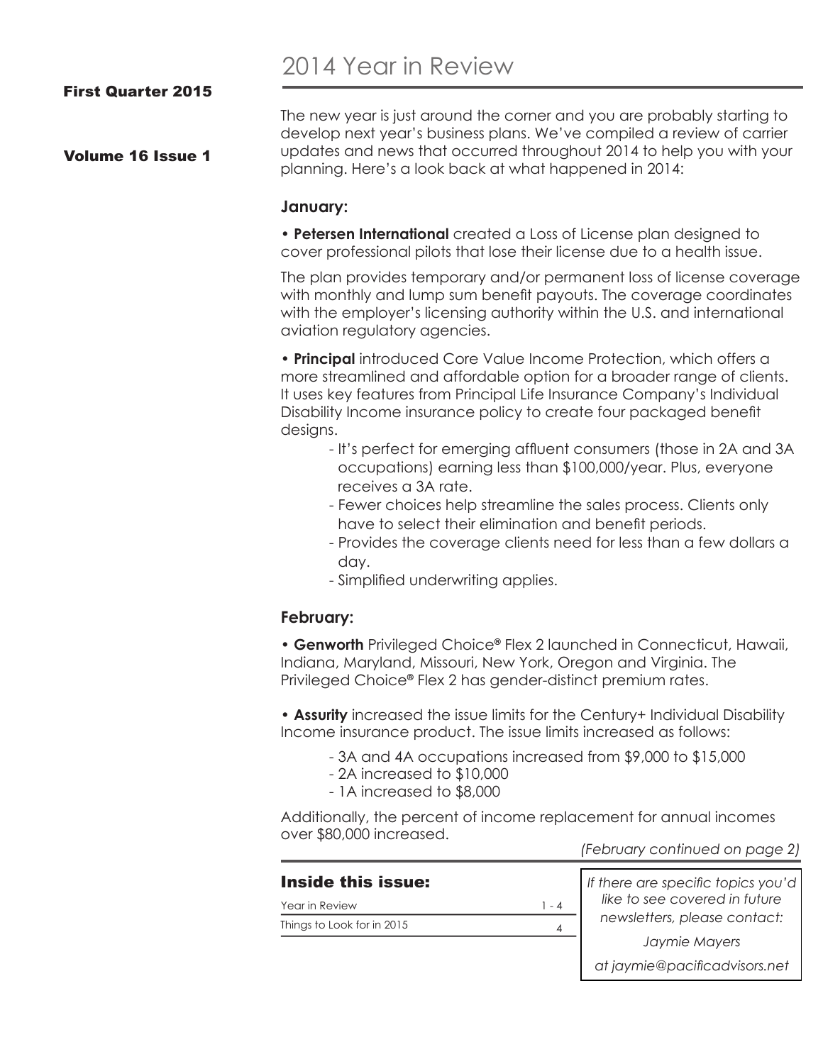# 2014 Year in Review

**First Quarter 2015**

**Volume 16 Issue 1**

The new year is just around the corner and you are probably starting to develop next year's business plans. We've compiled a review of carrier updates and news that occurred throughout 2014 to help you with your planning. Here's a look back at what happened in 2014:

### January:

• **Petersen International** created a Loss of License plan designed to cover professional pilots that lose their license due to a health issue.

The plan provides temporary and/or permanent loss of license coverage with monthly and lump sum benefit payouts. The coverage coordinates with the employer's licensing authority within the U.S. and international aviation regulatory agencies.

• **Principal** introduced Core Value Income Protection, which offers a more streamlined and affordable option for a broader range of clients. It uses key features from Principal Life Insurance Company's Individual Disability Income insurance policy to create four packaged benefit designs.

- It's perfect for emerging affluent consumers (those in 2A and 3A occupations) earning less than $100,000/year. Plus, everyone receives a 3A rate.
- Fewer choices help streamline the sales process. Clients only have to select their elimination and benefit periods.
- Provides the coverage clients need for less than a few dollars a day.
- Simplified underwriting applies.

### February:

• **Genworth** Privileged Choice® Flex 2 launched in Connecticut, Hawaii, Indiana, Maryland, Missouri, New York, Oregon and Virginia. The Privileged Choice® Flex 2 has gender-distinct premium rates.

• **Assurity** increased the issue limits for the Century+ Individual Disability Income insurance product. The issue limits increased as follows:

- 3A and 4A occupations increased from $9,000 to $15,000
- 2A increased to $10,000
- 1A increased to $8,000

Additionally, the percent of income replacement for annual incomes over $80,000 increased.

*(February continued on page 2)*

**Inside this issue:**

| | |
|---|---|
| Year in Review | 1 - 4 |
| Things to Look for in 2015 | 4 |

*If there are specific topics you'd like to see covered in future newsletters, please contact:*

*Jaymie Mayers*

*at jaymie@pacificadvisors.net*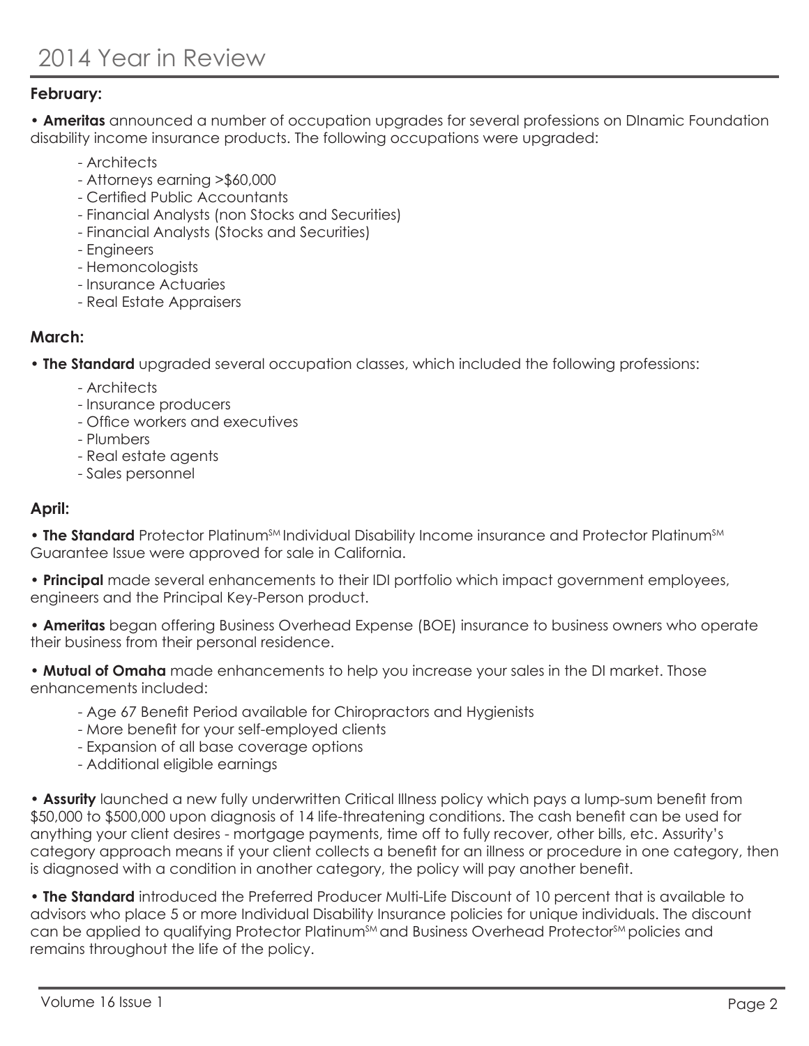# 2014 Year in Review

**February:**

• **Ameritas** announced a number of occupation upgrades for several professions on DInamic Foundation disability income insurance products. The following occupations were upgraded:

- Architects
- Attorneys earning >$60,000
- Certified Public Accountants
- Financial Analysts (non Stocks and Securities)
- Financial Analysts (Stocks and Securities)
- Engineers
- Hemoncologists
- Insurance Actuaries
- Real Estate Appraisers

**March:**

• **The Standard** upgraded several occupation classes, which included the following professions:

- Architects
- Insurance producers
- Office workers and executives
- Plumbers
- Real estate agents
- Sales personnel

**April:**

• **The Standard** Protector Platinum℠ Individual Disability Income insurance and Protector Platinum℠ Guarantee Issue were approved for sale in California.

• **Principal** made several enhancements to their IDI portfolio which impact government employees, engineers and the Principal Key-Person product.

• **Ameritas** began offering Business Overhead Expense (BOE) insurance to business owners who operate their business from their personal residence.

• **Mutual of Omaha** made enhancements to help you increase your sales in the DI market. Those enhancements included:

- Age 67 Benefit Period available for Chiropractors and Hygienists
- More benefit for your self-employed clients
- Expansion of all base coverage options
- Additional eligible earnings

• **Assurity** launched a new fully underwritten Critical Illness policy which pays a lump-sum benefit from $50,000 to $500,000 upon diagnosis of 14 life-threatening conditions. The cash benefit can be used for anything your client desires - mortgage payments, time off to fully recover, other bills, etc. Assurity's category approach means if your client collects a benefit for an illness or procedure in one category, then is diagnosed with a condition in another category, the policy will pay another benefit.

• **The Standard** introduced the Preferred Producer Multi-Life Discount of 10 percent that is available to advisors who place 5 or more Individual Disability Insurance policies for unique individuals. The discount can be applied to qualifying Protector Platinum℠ and Business Overhead Protector℠ policies and remains throughout the life of the policy.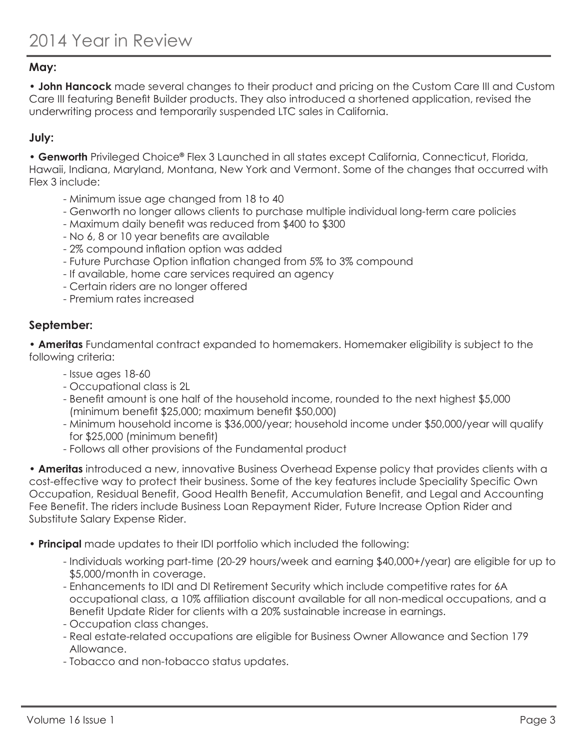# 2014 Year in Review

**May:**

• **John Hancock** made several changes to their product and pricing on the Custom Care III and Custom Care III featuring Benefit Builder products. They also introduced a shortened application, revised the underwriting process and temporarily suspended LTC sales in California.

**July:**

• **Genworth** Privileged Choice® Flex 3 Launched in all states except California, Connecticut, Florida, Hawaii, Indiana, Maryland, Montana, New York and Vermont. Some of the changes that occurred with Flex 3 include:

- Minimum issue age changed from 18 to 40
- Genworth no longer allows clients to purchase multiple individual long-term care policies
- Maximum daily benefit was reduced from $400 to $300
- No 6, 8 or 10 year benefits are available
- 2% compound inflation option was added
- Future Purchase Option inflation changed from 5% to 3% compound
- If available, home care services required an agency
- Certain riders are no longer offered
- Premium rates increased

**September:**

• **Ameritas** Fundamental contract expanded to homemakers. Homemaker eligibility is subject to the following criteria:

- Issue ages 18-60
- Occupational class is 2L
- Benefit amount is one half of the household income, rounded to the next highest $5,000 (minimum benefit $25,000; maximum benefit $50,000)
- Minimum household income is $36,000/year; household income under $50,000/year will qualify for $25,000 (minimum benefit)
- Follows all other provisions of the Fundamental product

• **Ameritas** introduced a new, innovative Business Overhead Expense policy that provides clients with a cost-effective way to protect their business. Some of the key features include Speciality Specific Own Occupation, Residual Benefit, Good Health Benefit, Accumulation Benefit, and Legal and Accounting Fee Benefit. The riders include Business Loan Repayment Rider, Future Increase Option Rider and Substitute Salary Expense Rider.

• **Principal** made updates to their IDI portfolio which included the following:

- Individuals working part-time (20-29 hours/week and earning $40,000+/year) are eligible for up to $5,000/month in coverage.
- Enhancements to IDI and DI Retirement Security which include competitive rates for 6A occupational class, a 10% affiliation discount available for all non-medical occupations, and a Benefit Update Rider for clients with a 20% sustainable increase in earnings.
- Occupation class changes.
- Real estate-related occupations are eligible for Business Owner Allowance and Section 179 Allowance.
- Tobacco and non-tobacco status updates.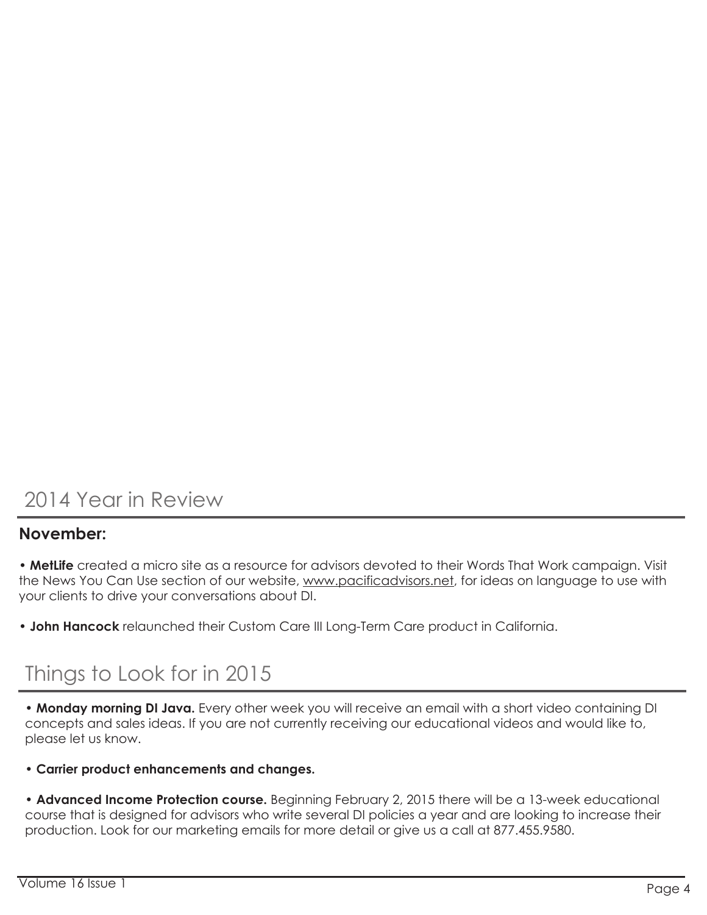## 2014 Year in Review

**November:**

• **MetLife** created a micro site as a resource for advisors devoted to their Words That Work campaign. Visit the News You Can Use section of our website, www.pacificadvisors.net, for ideas on language to use with your clients to drive your conversations about DI.

• **John Hancock** relaunched their Custom Care III Long-Term Care product in California.

## Things to Look for in 2015

• **Monday morning DI Java.** Every other week you will receive an email with a short video containing DI concepts and sales ideas. If you are not currently receiving our educational videos and would like to, please let us know.

• **Carrier product enhancements and changes.**

• **Advanced Income Protection course.** Beginning February 2, 2015 there will be a 13-week educational course that is designed for advisors who write several DI policies a year and are looking to increase their production. Look for our marketing emails for more detail or give us a call at 877.455.9580.